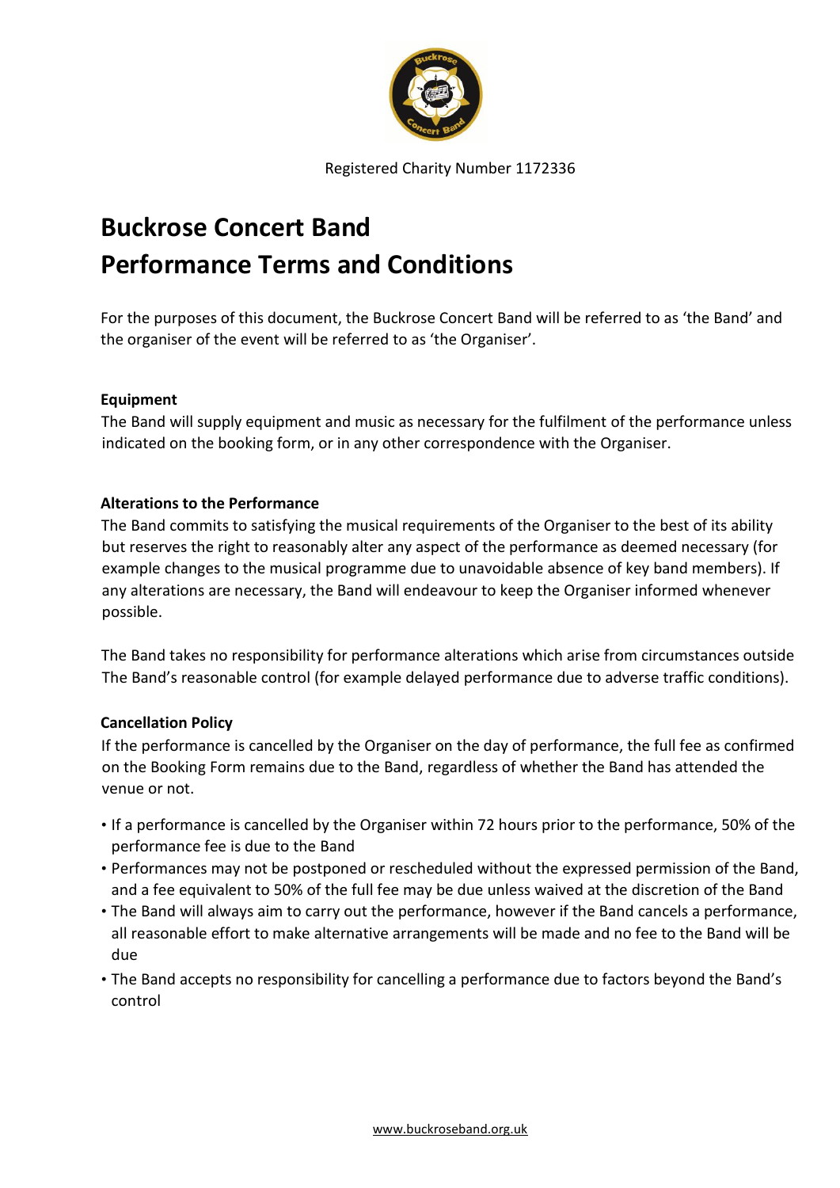Registered Charity Number 1172336

# Buckrose Concert Band
# Performance Terms and Conditions

For the purposes of this document, the Buckrose Concert Band will be referred to as 'the Band' and the organiser of the event will be referred to as 'the Organiser'.

**Equipment**

The Band will supply equipment and music as necessary for the fulfilment of the performance unless indicated on the booking form, or in any other correspondence with the Organiser.

**Alterations to the Performance**

The Band commits to satisfying the musical requirements of the Organiser to the best of its ability but reserves the right to reasonably alter any aspect of the performance as deemed necessary (for example changes to the musical programme due to unavoidable absence of key band members). If any alterations are necessary, the Band will endeavour to keep the Organiser informed whenever possible.

The Band takes no responsibility for performance alterations which arise from circumstances outside The Band's reasonable control (for example delayed performance due to adverse traffic conditions).

**Cancellation Policy**

If the performance is cancelled by the Organiser on the day of performance, the full fee as confirmed on the Booking Form remains due to the Band, regardless of whether the Band has attended the venue or not.

- If a performance is cancelled by the Organiser within 72 hours prior to the performance, 50% of the performance fee is due to the Band
- Performances may not be postponed or rescheduled without the expressed permission of the Band, and a fee equivalent to 50% of the full fee may be due unless waived at the discretion of the Band
- The Band will always aim to carry out the performance, however if the Band cancels a performance, all reasonable effort to make alternative arrangements will be made and no fee to the Band will be due
- The Band accepts no responsibility for cancelling a performance due to factors beyond the Band's control

www.buckroseband.org.uk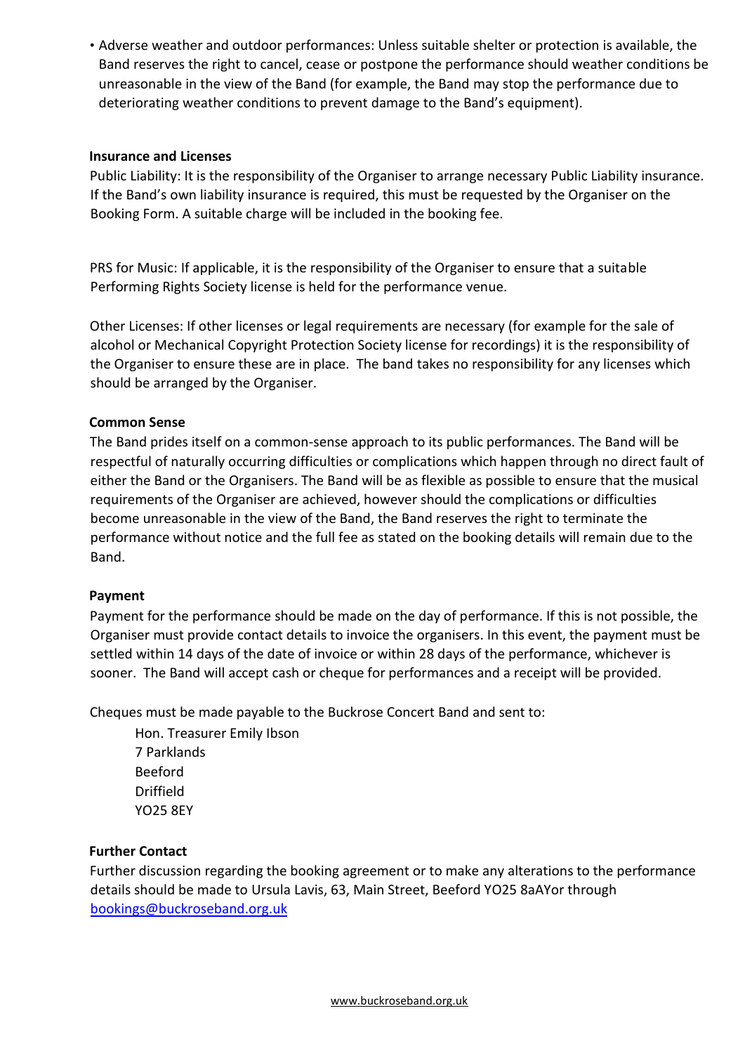- Adverse weather and outdoor performances: Unless suitable shelter or protection is available, the Band reserves the right to cancel, cease or postpone the performance should weather conditions be unreasonable in the view of the Band (for example, the Band may stop the performance due to deteriorating weather conditions to prevent damage to the Band's equipment).

**Insurance and Licenses**

Public Liability: It is the responsibility of the Organiser to arrange necessary Public Liability insurance. If the Band's own liability insurance is required, this must be requested by the Organiser on the Booking Form. A suitable charge will be included in the booking fee.

PRS for Music: If applicable, it is the responsibility of the Organiser to ensure that a suitable Performing Rights Society license is held for the performance venue.

Other Licenses: If other licenses or legal requirements are necessary (for example for the sale of alcohol or Mechanical Copyright Protection Society license for recordings) it is the responsibility of the Organiser to ensure these are in place. The band takes no responsibility for any licenses which should be arranged by the Organiser.

**Common Sense**

The Band prides itself on a common-sense approach to its public performances. The Band will be respectful of naturally occurring difficulties or complications which happen through no direct fault of either the Band or the Organisers. The Band will be as flexible as possible to ensure that the musical requirements of the Organiser are achieved, however should the complications or difficulties become unreasonable in the view of the Band, the Band reserves the right to terminate the performance without notice and the full fee as stated on the booking details will remain due to the Band.

**Payment**

Payment for the performance should be made on the day of performance. If this is not possible, the Organiser must provide contact details to invoice the organisers. In this event, the payment must be settled within 14 days of the date of invoice or within 28 days of the performance, whichever is sooner. The Band will accept cash or cheque for performances and a receipt will be provided.

Cheques must be made payable to the Buckrose Concert Band and sent to:

Hon. Treasurer Emily Ibson
7 Parklands
Beeford
Driffield
YO25 8EY

**Further Contact**

Further discussion regarding the booking agreement or to make any alterations to the performance details should be made to Ursula Lavis, 63, Main Street, Beeford YO25 8aAYor through [bookings@buckroseband.org.uk](mailto:bookings@buckroseband.org.uk)